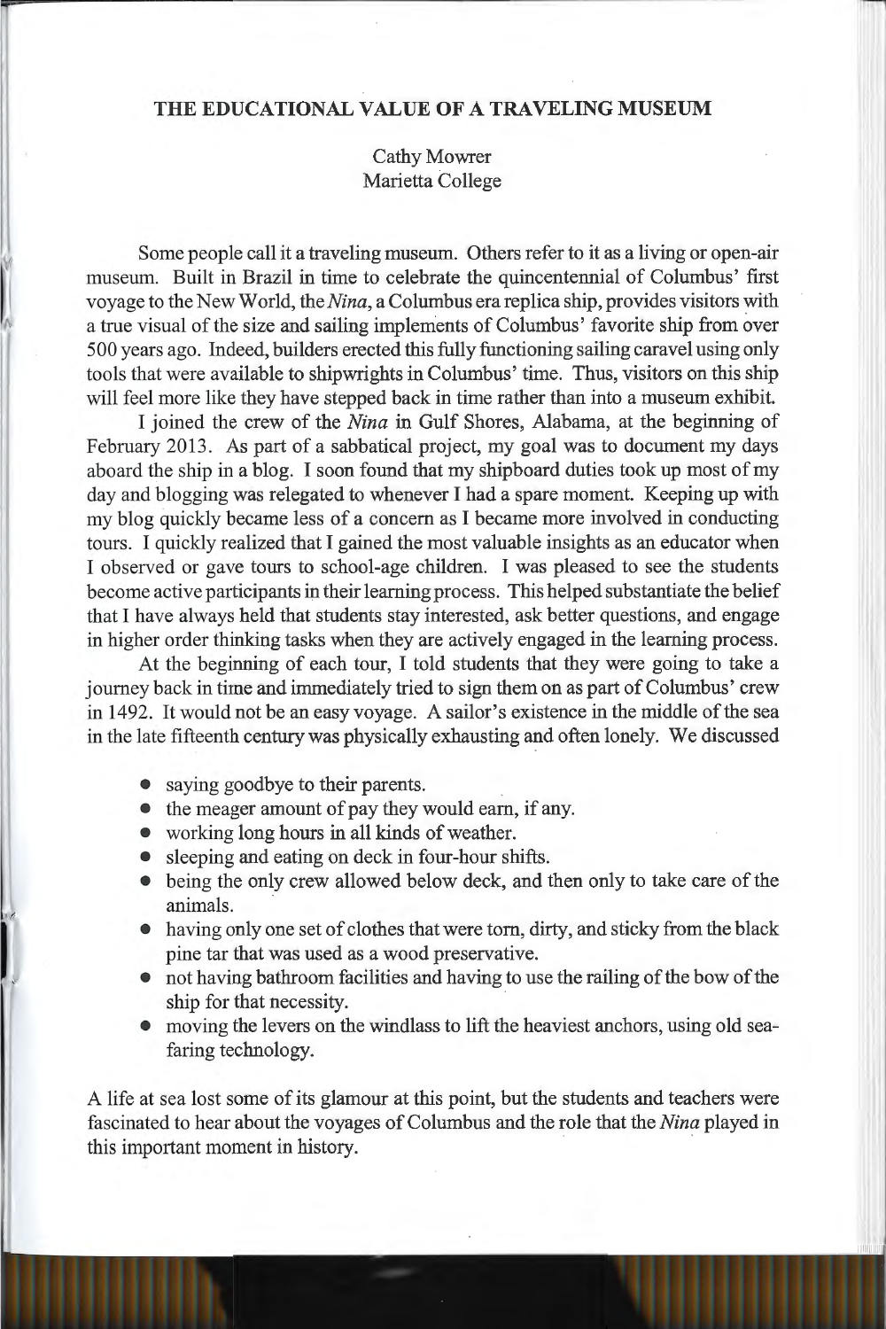# THE EDUCATIONAL VALUE OF A TRAVELING MUSEUM

Cathy Mowrer
Marietta College

Some people call it a traveling museum. Others refer to it as a living or open-air museum. Built in Brazil in time to celebrate the quincentennial of Columbus' first voyage to the New World, the *Nina*, a Columbus era replica ship, provides visitors with a true visual of the size and sailing implements of Columbus' favorite ship from over 500 years ago. Indeed, builders erected this fully functioning sailing caravel using only tools that were available to shipwrights in Columbus' time. Thus, visitors on this ship will feel more like they have stepped back in time rather than into a museum exhibit.

I joined the crew of the *Nina* in Gulf Shores, Alabama, at the beginning of February 2013. As part of a sabbatical project, my goal was to document my days aboard the ship in a blog. I soon found that my shipboard duties took up most of my day and blogging was relegated to whenever I had a spare moment. Keeping up with my blog quickly became less of a concern as I became more involved in conducting tours. I quickly realized that I gained the most valuable insights as an educator when I observed or gave tours to school-age children. I was pleased to see the students become active participants in their learning process. This helped substantiate the belief that I have always held that students stay interested, ask better questions, and engage in higher order thinking tasks when they are actively engaged in the learning process.

At the beginning of each tour, I told students that they were going to take a journey back in time and immediately tried to sign them on as part of Columbus' crew in 1492. It would not be an easy voyage. A sailor's existence in the middle of the sea in the late fifteenth century was physically exhausting and often lonely. We discussed

- saying goodbye to their parents.
- the meager amount of pay they would earn, if any.
- working long hours in all kinds of weather.
- sleeping and eating on deck in four-hour shifts.
- being the only crew allowed below deck, and then only to take care of the animals.
- having only one set of clothes that were torn, dirty, and sticky from the black pine tar that was used as a wood preservative.
- not having bathroom facilities and having to use the railing of the bow of the ship for that necessity.
- moving the levers on the windlass to lift the heaviest anchors, using old sea-faring technology.

A life at sea lost some of its glamour at this point, but the students and teachers were fascinated to hear about the voyages of Columbus and the role that the *Nina* played in this important moment in history.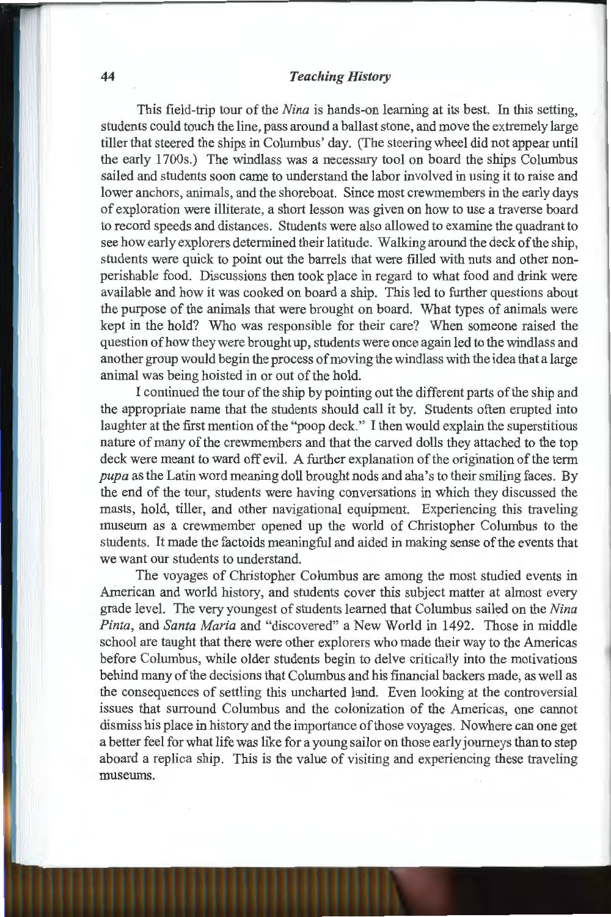This field-trip tour of the *Nina* is hands-on learning at its best. In this setting, students could touch the line, pass around a ballast stone, and move the extremely large tiller that steered the ships in Columbus' day. (The steering wheel did not appear until the early 1700s.) The windlass was a necessary tool on board the ships Columbus sailed and students soon came to understand the labor involved in using it to raise and lower anchors, animals, and the shoreboat. Since most crewmembers in the early days of exploration were illiterate, a short lesson was given on how to use a traverse board to record speeds and distances. Students were also allowed to examine the quadrant to see how early explorers determined their latitude. Walking around the deck of the ship, students were quick to point out the barrels that were filled with nuts and other non-perishable food. Discussions then took place in regard to what food and drink were available and how it was cooked on board a ship. This led to further questions about the purpose of the animals that were brought on board. What types of animals were kept in the hold? Who was responsible for their care? When someone raised the question of how they were brought up, students were once again led to the windlass and another group would begin the process of moving the windlass with the idea that a large animal was being hoisted in or out of the hold.

I continued the tour of the ship by pointing out the different parts of the ship and the appropriate name that the students should call it by. Students often erupted into laughter at the first mention of the "poop deck." I then would explain the superstitious nature of many of the crewmembers and that the carved dolls they attached to the top deck were meant to ward off evil. A further explanation of the origination of the term *pupa* as the Latin word meaning doll brought nods and aha's to their smiling faces. By the end of the tour, students were having conversations in which they discussed the masts, hold, tiller, and other navigational equipment. Experiencing this traveling museum as a crewmember opened up the world of Christopher Columbus to the students. It made the factoids meaningful and aided in making sense of the events that we want our students to understand.

The voyages of Christopher Columbus are among the most studied events in American and world history, and students cover this subject matter at almost every grade level. The very youngest of students learned that Columbus sailed on the *Nina Pinta*, and *Santa Maria* and "discovered" a New World in 1492. Those in middle school are taught that there were other explorers who made their way to the Americas before Columbus, while older students begin to delve critically into the motivations behind many of the decisions that Columbus and his financial backers made, as well as the consequences of settling this uncharted land. Even looking at the controversial issues that surround Columbus and the colonization of the Americas, one cannot dismiss his place in history and the importance of those voyages. Nowhere can one get a better feel for what life was like for a young sailor on those early journeys than to step aboard a replica ship. This is the value of visiting and experiencing these traveling museums.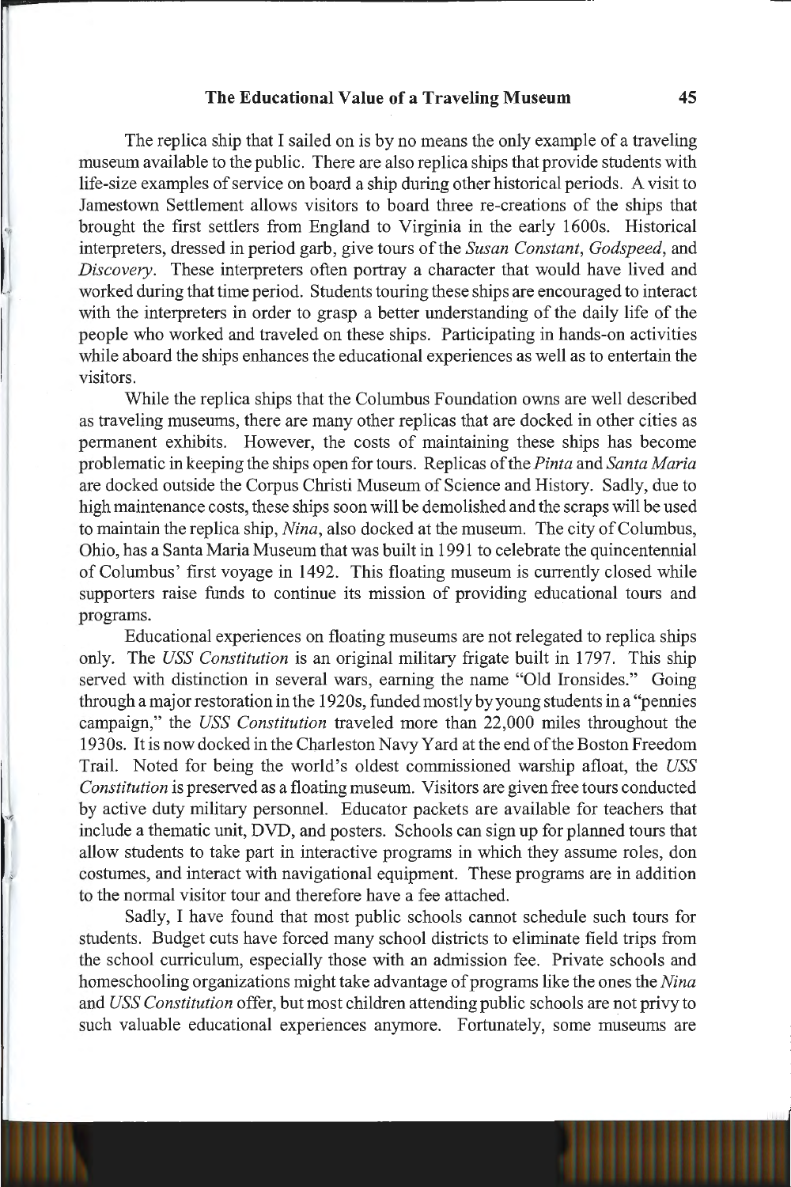The replica ship that I sailed on is by no means the only example of a traveling museum available to the public. There are also replica ships that provide students with life-size examples of service on board a ship during other historical periods. A visit to Jamestown Settlement allows visitors to board three re-creations of the ships that brought the first settlers from England to Virginia in the early 1600s. Historical interpreters, dressed in period garb, give tours of the *Susan Constant*, *Godspeed*, and *Discovery*. These interpreters often portray a character that would have lived and worked during that time period. Students touring these ships are encouraged to interact with the interpreters in order to grasp a better understanding of the daily life of the people who worked and traveled on these ships. Participating in hands-on activities while aboard the ships enhances the educational experiences as well as to entertain the visitors.

While the replica ships that the Columbus Foundation owns are well described as traveling museums, there are many other replicas that are docked in other cities as permanent exhibits. However, the costs of maintaining these ships has become problematic in keeping the ships open for tours. Replicas of the *Pinta* and *Santa Maria* are docked outside the Corpus Christi Museum of Science and History. Sadly, due to high maintenance costs, these ships soon will be demolished and the scraps will be used to maintain the replica ship, *Nina*, also docked at the museum. The city of Columbus, Ohio, has a Santa Maria Museum that was built in 1991 to celebrate the quincentennial of Columbus' first voyage in 1492. This floating museum is currently closed while supporters raise funds to continue its mission of providing educational tours and programs.

Educational experiences on floating museums are not relegated to replica ships only. The *USS Constitution* is an original military frigate built in 1797. This ship served with distinction in several wars, earning the name "Old Ironsides." Going through a major restoration in the 1920s, funded mostly by young students in a "pennies campaign," the *USS Constitution* traveled more than 22,000 miles throughout the 1930s. It is now docked in the Charleston Navy Yard at the end of the Boston Freedom Trail. Noted for being the world's oldest commissioned warship afloat, the *USS Constitution* is preserved as a floating museum. Visitors are given free tours conducted by active duty military personnel. Educator packets are available for teachers that include a thematic unit, DVD, and posters. Schools can sign up for planned tours that allow students to take part in interactive programs in which they assume roles, don costumes, and interact with navigational equipment. These programs are in addition to the normal visitor tour and therefore have a fee attached.

Sadly, I have found that most public schools cannot schedule such tours for students. Budget cuts have forced many school districts to eliminate field trips from the school curriculum, especially those with an admission fee. Private schools and homeschooling organizations might take advantage of programs like the ones the *Nina* and *USS Constitution* offer, but most children attending public schools are not privy to such valuable educational experiences anymore. Fortunately, some museums are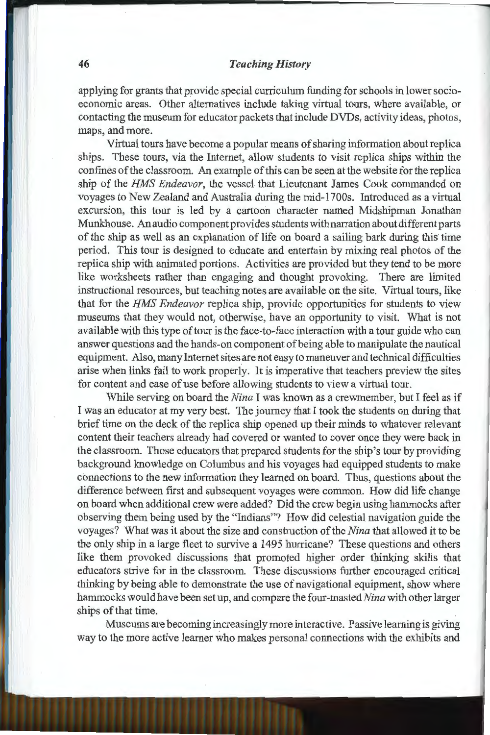applying for grants that provide special curriculum funding for schools in lower socio-economic areas. Other alternatives include taking virtual tours, where available, or contacting the museum for educator packets that include DVDs, activity ideas, photos, maps, and more.

Virtual tours have become a popular means of sharing information about replica ships. These tours, via the Internet, allow students to visit replica ships within the confines of the classroom. An example of this can be seen at the website for the replica ship of the *HMS Endeavor*, the vessel that Lieutenant James Cook commanded on voyages to New Zealand and Australia during the mid-1700s. Introduced as a virtual excursion, this tour is led by a cartoon character named Midshipman Jonathan Munkhouse. An audio component provides students with narration about different parts of the ship as well as an explanation of life on board a sailing bark during this time period. This tour is designed to educate and entertain by mixing real photos of the replica ship with animated portions. Activities are provided but they tend to be more like worksheets rather than engaging and thought provoking. There are limited instructional resources, but teaching notes are available on the site. Virtual tours, like that for the *HMS Endeavor* replica ship, provide opportunities for students to view museums that they would not, otherwise, have an opportunity to visit. What is not available with this type of tour is the face-to-face interaction with a tour guide who can answer questions and the hands-on component of being able to manipulate the nautical equipment. Also, many Internet sites are not easy to maneuver and technical difficulties arise when links fail to work properly. It is imperative that teachers preview the sites for content and ease of use before allowing students to view a virtual tour.

While serving on board the *Nina* I was known as a crewmember, but I feel as if I was an educator at my very best. The journey that I took the students on during that brief time on the deck of the replica ship opened up their minds to whatever relevant content their teachers already had covered or wanted to cover once they were back in the classroom. Those educators that prepared students for the ship's tour by providing background knowledge on Columbus and his voyages had equipped students to make connections to the new information they learned on board. Thus, questions about the difference between first and subsequent voyages were common. How did life change on board when additional crew were added? Did the crew begin using hammocks after observing them being used by the "Indians"? How did celestial navigation guide the voyages? What was it about the size and construction of the *Nina* that allowed it to be the only ship in a large fleet to survive a 1495 hurricane? These questions and others like them provoked discussions that promoted higher order thinking skills that educators strive for in the classroom. These discussions further encouraged critical thinking by being able to demonstrate the use of navigational equipment, show where hammocks would have been set up, and compare the four-masted *Nina* with other larger ships of that time.

Museums are becoming increasingly more interactive. Passive learning is giving way to the more active learner who makes personal connections with the exhibits and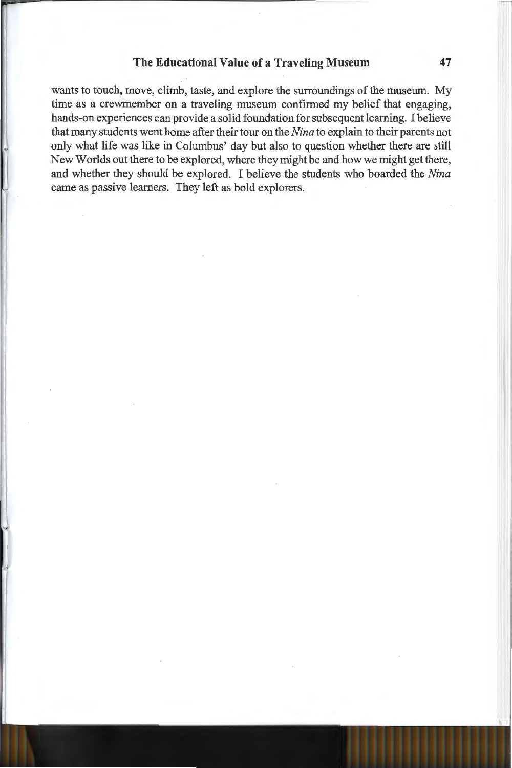wants to touch, move, climb, taste, and explore the surroundings of the museum. My time as a crewmember on a traveling museum confirmed my belief that engaging, hands-on experiences can provide a solid foundation for subsequent learning. I believe that many students went home after their tour on the *Nina* to explain to their parents not only what life was like in Columbus' day but also to question whether there are still New Worlds out there to be explored, where they might be and how we might get there, and whether they should be explored. I believe the students who boarded the *Nina* came as passive learners. They left as bold explorers.